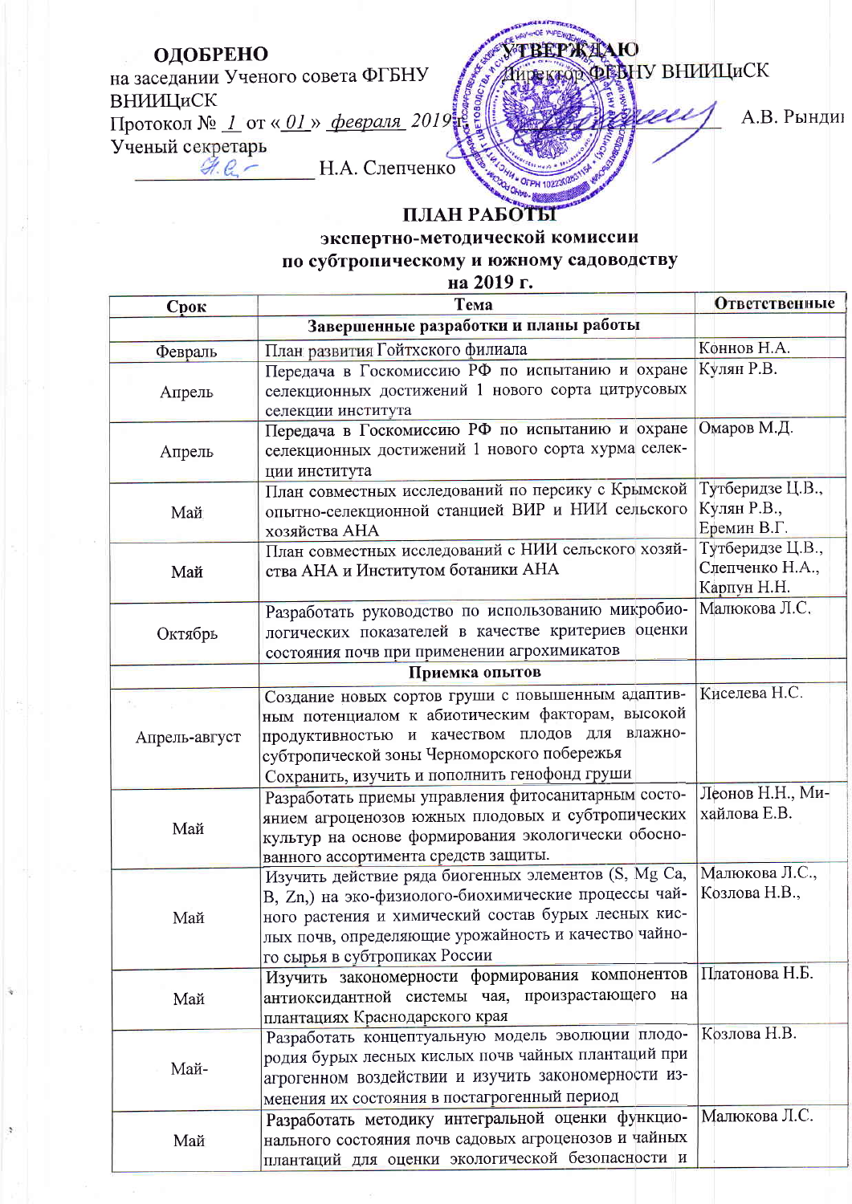**ОДОБРЕНО**
на заседании Ученого совета ФГБНУ ВНИИЦиСК
Протокол № _1_ от «_01_» _февраля_ 2019 г.
Ученый секретарь
_____________ Н.А. Слепченко

**УТВЕРЖДАЮ**
Директор ФГБНУ ВНИИЦиСК
_____________ А.В. Рындин

# ПЛАН РАБОТЫ
## экспертно-методической комиссии по субтропическому и южному садоводству на 2019 г.

| Срок | Тема | Ответственные |
|---|---|---|
| | **Завершенные разработки и планы работы** | |
| Февраль | План развития Гойтхского филиала | Коннов Н.А. |
| Апрель | Передача в Госкомиссию РФ по испытанию и охране селекционных достижений 1 нового сорта цитрусовых селекции института | Кулян Р.В. |
| Апрель | Передача в Госкомиссию РФ по испытанию и охране селекционных достижений 1 нового сорта хурма селекции института | Омаров М.Д. |
| Май | План совместных исследований по персику с Крымской опытно-селекционной станцией ВИР и НИИ сельского хозяйства АНА | Тутберидзе Ц.В., Кулян Р.В., Еремин В.Г. |
| Май | План совместных исследований с НИИ сельского хозяйства АНА и Институтом ботаники АНА | Тутберидзе Ц.В., Слепченко Н.А., Карпун Н.Н. |
| Октябрь | Разработать руководство по использованию микробиологических показателей в качестве критериев оценки состояния почв при применении агрохимикатов | Малюкова Л.С. |
| | **Приемка опытов** | |
| Апрель-август | Создание новых сортов груши с повышенным адаптивным потенциалом к абиотическим факторам, высокой продуктивностью и качеством плодов для влажно-субтропической зоны Черноморского побережья<br>Сохранить, изучить и пополнить генофонд груши | Киселева Н.С. |
| Май | Разработать приемы управления фитосанитарным состоянием агроценозов южных плодовых и субтропических культур на основе формирования экологически обоснованного ассортимента средств защиты. | Леонов Н.Н., Михайлова Е.В. |
| Май | Изучить действие ряда биогенных элементов (S, Mg Ca, B, Zn,) на эко-физиолого-биохимические процессы чайного растения и химический состав бурых лесных кислых почв, определяющие урожайность и качество чайного сырья в субтропиках России | Малюкова Л.С., Козлова Н.В., |
| Май | Изучить закономерности формирования компонентов антиоксидантной системы чая, произрастающего на плантациях Краснодарского края | Платонова Н.Б. |
| Май- | Разработать концептуальную модель эволюции плодородия бурых лесных кислых почв чайных плантаций при агрогенном воздействии и изучить закономерности изменения их состояния в постагрогенный период | Козлова Н.В. |
| Май | Разработать методику интегральной оценки функционального состояния почв садовых агроценозов и чайных плантаций для оценки экологической безопасности и | Малюкова Л.С. |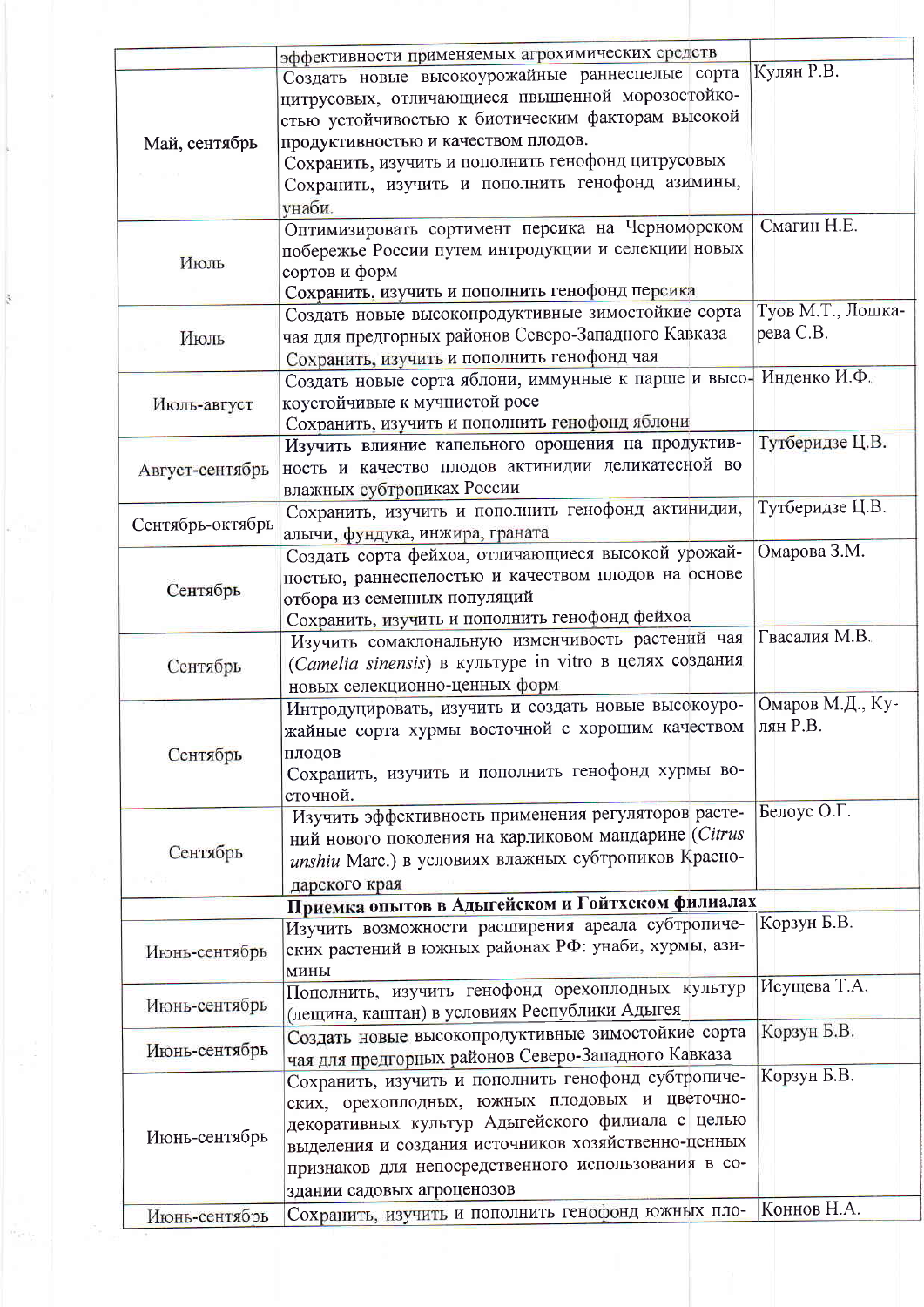| | | |
|---|---|---|
| | эффективности применяемых агрохимических средств | |
| Май, сентябрь | Создать новые высокоурожайные раннеспелые сорта цитрусовых, отличающиеся пвышенной морозостойкостью устойчивостью к биотическим факторам высокой продуктивностью и качеством плодов.<br>Сохранить, изучить и пополнить генофонд цитрусовых<br>Сохранить, изучить и пополнить генофонд азимины, унаби. | Кулян Р.В. |
| Июль | Оптимизировать сортимент персика на Черноморском побережье России путем интродукции и селекции новых сортов и форм<br>Сохранить, изучить и пополнить генофонд персика | Смагин Н.Е. |
| Июль | Создать новые высокопродуктивные зимостойкие сорта чая для предгорных районов Северо-Западного Кавказа<br>Сохранить, изучить и пополнить генофонд чая | Туов М.Т., Лошкарева С.В. |
| Июль-август | Создать новые сорта яблони, иммунные к парше и высокоустойчивые к мучнистой росе<br>Сохранить, изучить и пополнить генофонд яблони | Инденко И.Ф. |
| Август-сентябрь | Изучить влияние капельного орошения на продуктивность и качество плодов актинидии деликатесной во влажных субтропиках России | Тутберидзе Ц.В. |
| Сентябрь-октябрь | Сохранить, изучить и пополнить генофонд актинидии, алычи, фундука, инжира, граната | Тутберидзе Ц.В. |
| Сентябрь | Создать сорта фейхоа, отличающиеся высокой урожайностью, раннеспелостью и качеством плодов на основе отбора из семенных популяций<br>Сохранить, изучить и пополнить генофонд фейхоа | Омарова З.М. |
| Сентябрь | Изучить сомаклональную изменчивость растений чая (*Camelia sinensis*) в культуре in vitro в целях создания новых селекционно-ценных форм | Гвасалия М.В. |
| Сентябрь | Интродуцировать, изучить и создать новые высокоурожайные сорта хурмы восточной с хорошим качеством плодов<br>Сохранить, изучить и пополнить генофонд хурмы восточной. | Омаров М.Д., Кулян Р.В. |
| Сентябрь | Изучить эффективность применения регуляторов растений нового поколения на карликовом мандарине (*Citrus unshiu* Marc.) в условиях влажных субтропиков Краснодарского края | Белоус О.Г. |
| | **Приемка опытов в Адыгейском и Гойтхском филиалах** | |
| Июнь-сентябрь | Изучить возможности расширения ареала субтропических растений в южных районах РФ: унаби, хурмы, азимины | Корзун Б.В. |
| Июнь-сентябрь | Пополнить, изучить генофонд орехоплодных культур (лещина, каштан) в условиях Республики Адыгея | Исущева Т.А. |
| Июнь-сентябрь | Создать новые высокопродуктивные зимостойкие сорта чая для предгорных районов Северо-Западного Кавказа | Корзун Б.В. |
| Июнь-сентябрь | Сохранить, изучить и пополнить генофонд субтропических, орехоплодных, южных плодовых и цветочно-декоративных культур Адыгейского филиала с целью выделения и создания источников хозяйственно-ценных признаков для непосредственного использования в создании садовых агроценозов | Корзун Б.В. |
| Июнь-сентябрь | Сохранить, изучить и пополнить генофонд южных пло- | Коннов Н.А. |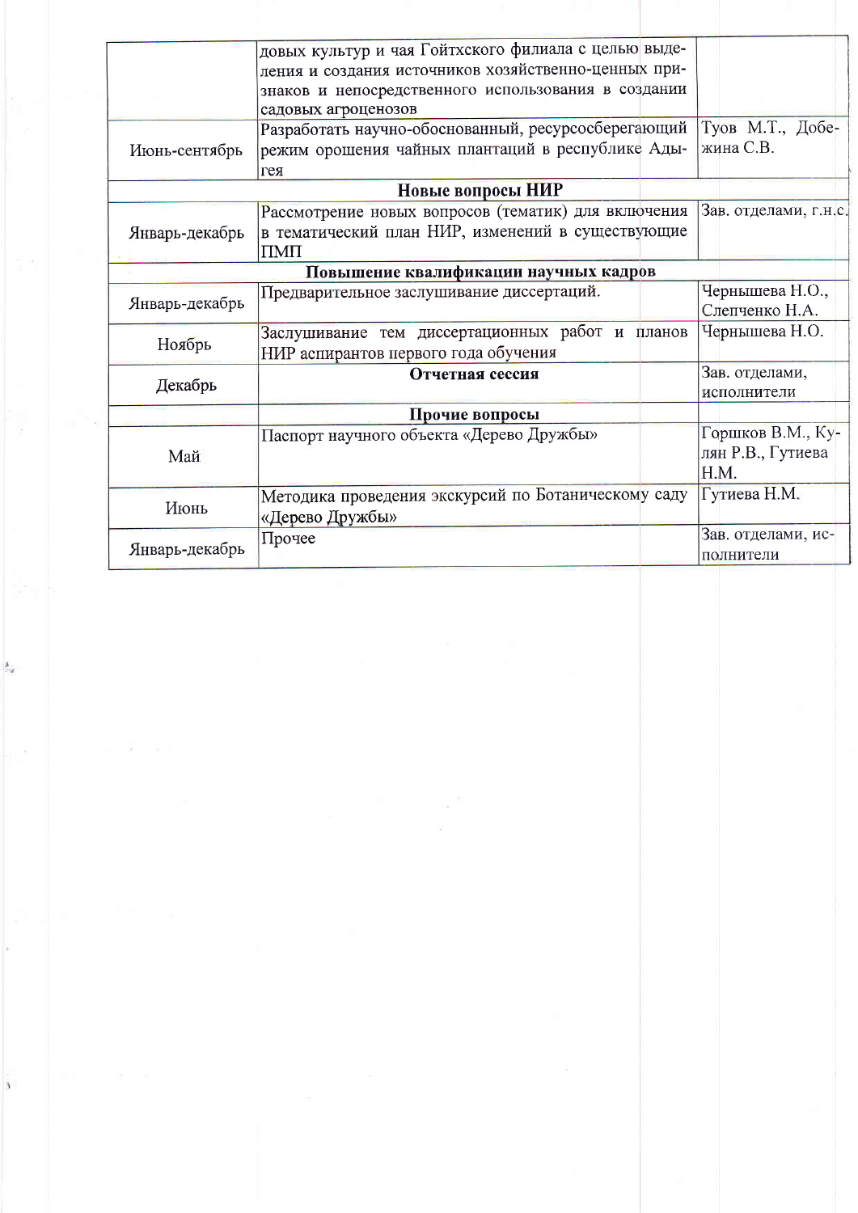| | | |
|---|---|---|
| | довых культур и чая Гойтхского филиала с целью выделения и создания источников хозяйственно-ценных признаков и непосредственного использования в создании садовых агроценозов | |
| Июнь-сентябрь | Разработать научно-обоснованный, ресурсосберегающий режим орошения чайных плантаций в республике Адыгея | Туов М.Т., Добежина С.В. |
| | **Новые вопросы НИР** | |
| Январь-декабрь | Рассмотрение новых вопросов (тематик) для включения в тематический план НИР, изменений в существующие ПМП | Зав. отделами, г.н.с. |
| | **Повышение квалификации научных кадров** | |
| Январь-декабрь | Предварительное заслушивание диссертаций. | Чернышева Н.О., Слепченко Н.А. |
| Ноябрь | Заслушивание тем диссертационных работ и планов НИР аспирантов первого года обучения | Чернышева Н.О. |
| Декабрь | **Отчетная сессия** | Зав. отделами, исполнители |
| | **Прочие вопросы** | |
| Май | Паспорт научного объекта «Дерево Дружбы» | Горшков В.М., Кулян Р.В., Гутиева Н.М. |
| Июнь | Методика проведения экскурсий по Ботаническому саду «Дерево Дружбы» | Гутиева Н.М. |
| Январь-декабрь | Прочее | Зав. отделами, исполнители |